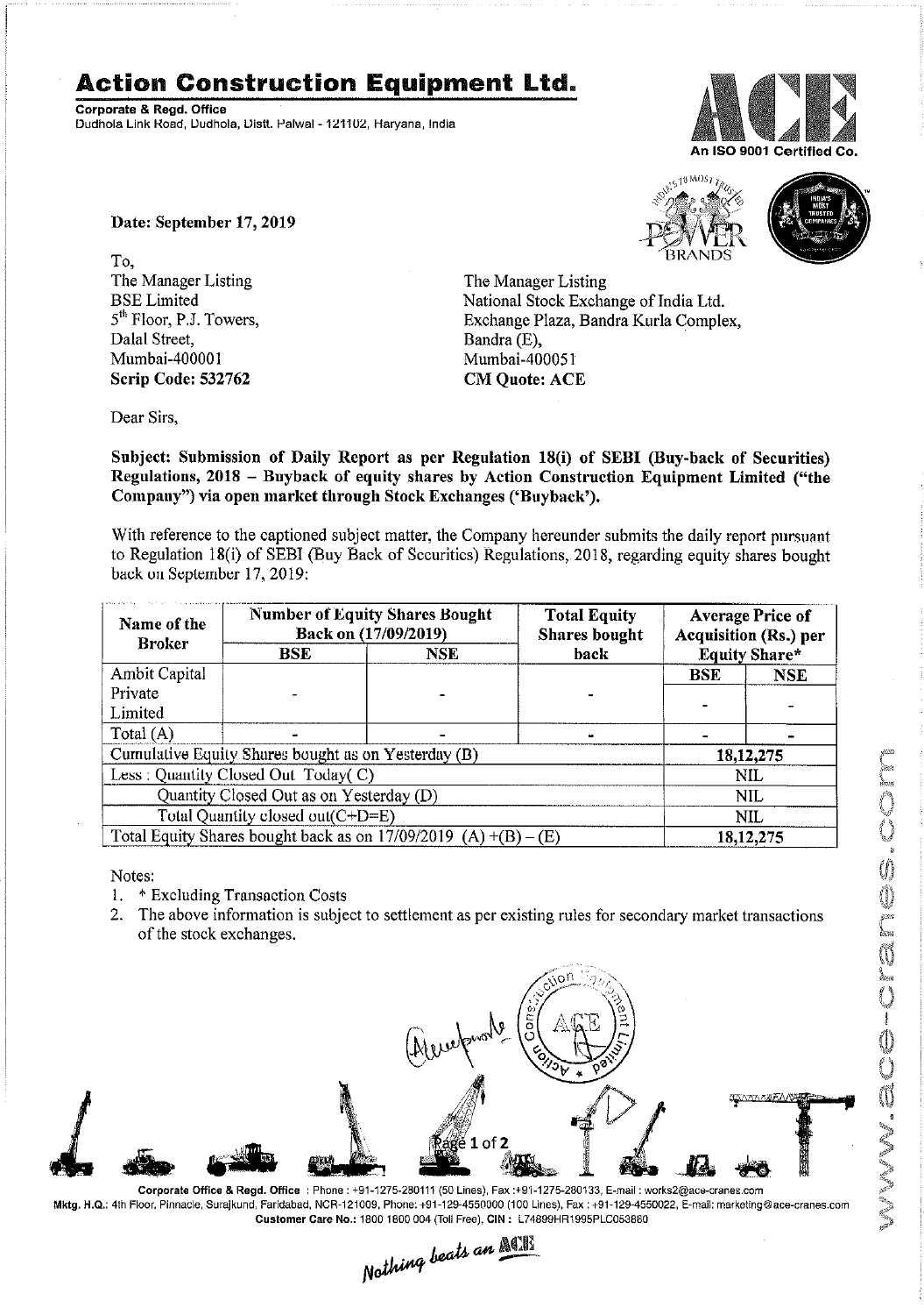# Action Construction Equipment Ltd.

**Corporate & Regd. Office**
Dudhola Link Road, Dudhola, Distt. Palwal - 121102, Haryana, India

An ISO 9001 Certified Co.

**Date: September 17, 2019**

To,
The Manager Listing
BSE Limited
5th Floor, P.J. Towers,
Dalal Street,
Mumbai-400001
**Scrip Code: 532762**

The Manager Listing
National Stock Exchange of India Ltd.
Exchange Plaza, Bandra Kurla Complex,
Bandra (E),
Mumbai-400051
**CM Quote: ACE**

Dear Sirs,

**Subject: Submission of Daily Report as per Regulation 18(i) of SEBI (Buy-back of Securities) Regulations, 2018 – Buyback of equity shares by Action Construction Equipment Limited ("the Company") via open market through Stock Exchanges ('Buyback').**

With reference to the captioned subject matter, the Company hereunder submits the daily report pursuant to Regulation 18(i) of SEBI (Buy Back of Securities) Regulations, 2018, regarding equity shares bought back on September 17, 2019:

| Name of the Broker | Number of Equity Shares Bought Back on (17/09/2019) | | Total Equity Shares bought back | Average Price of Acquisition (Rs.) per Equity Share* | |
|---|---|---|---|---|---|
| | BSE | NSE | | BSE | NSE |
| Ambit Capital Private Limited | - | - | - | - | - |
| Total (A) | - | - | - | - | - |
| Cumulative Equity Shares bought as on Yesterday (B) | | | | 18,12,275 | |
| Less : Quantity Closed Out Today( C) | | | | NIL | |
| Quantity Closed Out as on Yesterday (D) | | | | NIL | |
| Total Quantity closed out(C+D=E) | | | | NIL | |
| Total Equity Shares bought back as on 17/09/2019 (A) +(B) – (E) | | | | 18,12,275 | |

Notes:

1. * Excluding Transaction Costs
2. The above information is subject to settlement as per existing rules for secondary market transactions of the stock exchanges.

Corporate Office & Regd. Office : Phone : +91-1275-280111 (50 Lines), Fax :+91-1275-280133, E-mail : works2@ace-cranes.com
Mktg. H.Q.: 4th Floor, Pinnacle, Surajkund, Faridabad, NCR-121009, Phone: +91-129-4550000 (100 Lines), Fax : +91-129-4550022, E-mail: marketing@ace-cranes.com
Customer Care No.: 1800 1800 004 (Toll Free), CIN : L74899HR1995PLC053860

*Nothing beats an ACE*

www.ace-cranes.com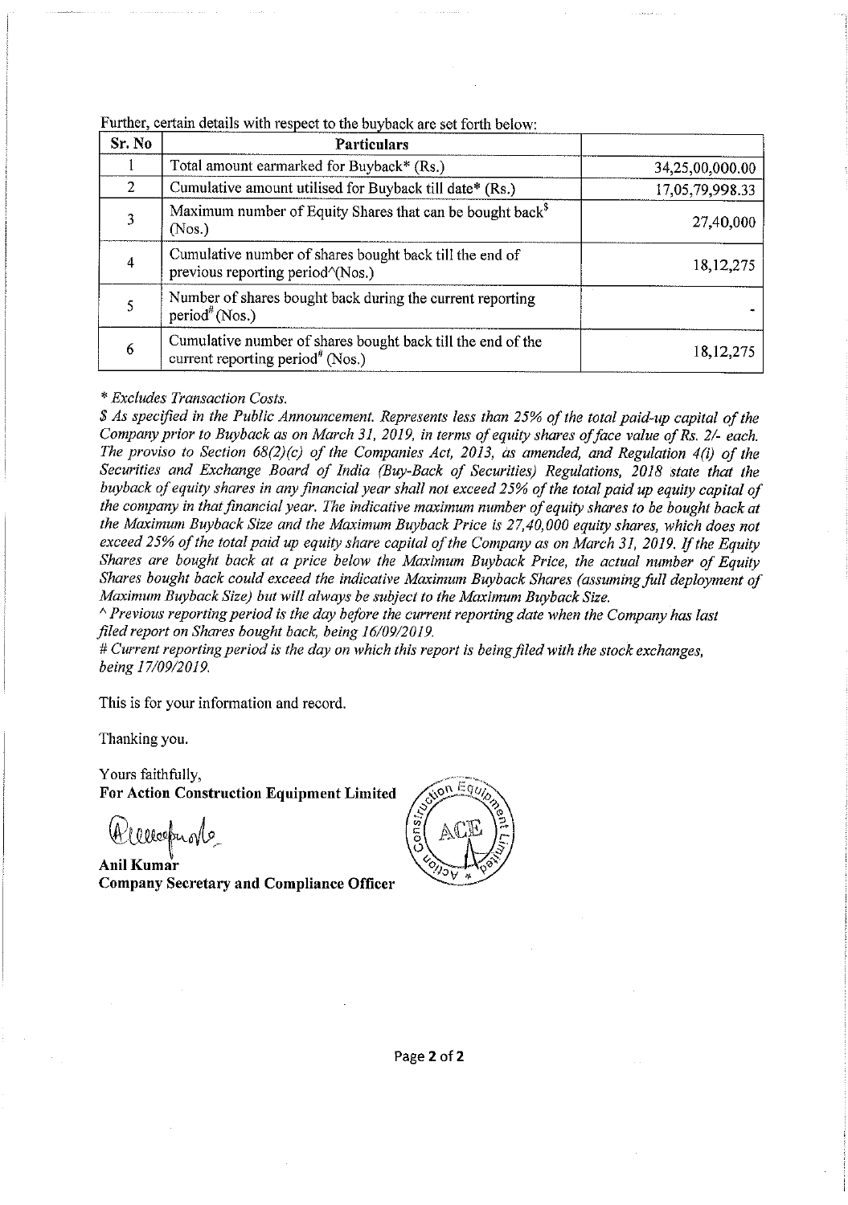Further, certain details with respect to the buyback are set forth below:

| Sr. No | Particulars | |
|---|---|---|
| 1 | Total amount earmarked for Buyback* (Rs.) | 34,25,00,000.00 |
| 2 | Cumulative amount utilised for Buyback till date* (Rs.) | 17,05,79,998.33 |
| 3 | Maximum number of Equity Shares that can be bought back$ (Nos.) | 27,40,000 |
| 4 | Cumulative number of shares bought back till the end of previous reporting period^(Nos.) | 18,12,275 |
| 5 | Number of shares bought back during the current reporting period# (Nos.) | - |
| 6 | Cumulative number of shares bought back till the end of the current reporting period# (Nos.) | 18,12,275 |

*\* Excludes Transaction Costs.*

*$ As specified in the Public Announcement. Represents less than 25% of the total paid-up capital of the Company prior to Buyback as on March 31, 2019, in terms of equity shares of face value of Rs. 2/- each. The proviso to Section 68(2)(c) of the Companies Act, 2013, as amended, and Regulation 4(i) of the Securities and Exchange Board of India (Buy-Back of Securities) Regulations, 2018 state that the buyback of equity shares in any financial year shall not exceed 25% of the total paid up equity capital of the company in that financial year. The indicative maximum number of equity shares to be bought back at the Maximum Buyback Size and the Maximum Buyback Price is 27,40,000 equity shares, which does not exceed 25% of the total paid up equity share capital of the Company as on March 31, 2019. If the Equity Shares are bought back at a price below the Maximum Buyback Price, the actual number of Equity Shares bought back could exceed the indicative Maximum Buyback Shares (assuming full deployment of Maximum Buyback Size) but will always be subject to the Maximum Buyback Size.*

*^ Previous reporting period is the day before the current reporting date when the Company has last filed report on Shares bought back, being 16/09/2019.*

*# Current reporting period is the day on which this report is being filed with the stock exchanges, being 17/09/2019.*

This is for your information and record.

Thanking you.

Yours faithfully,
**For Action Construction Equipment Limited**

**Anil Kumar**
**Company Secretary and Compliance Officer**